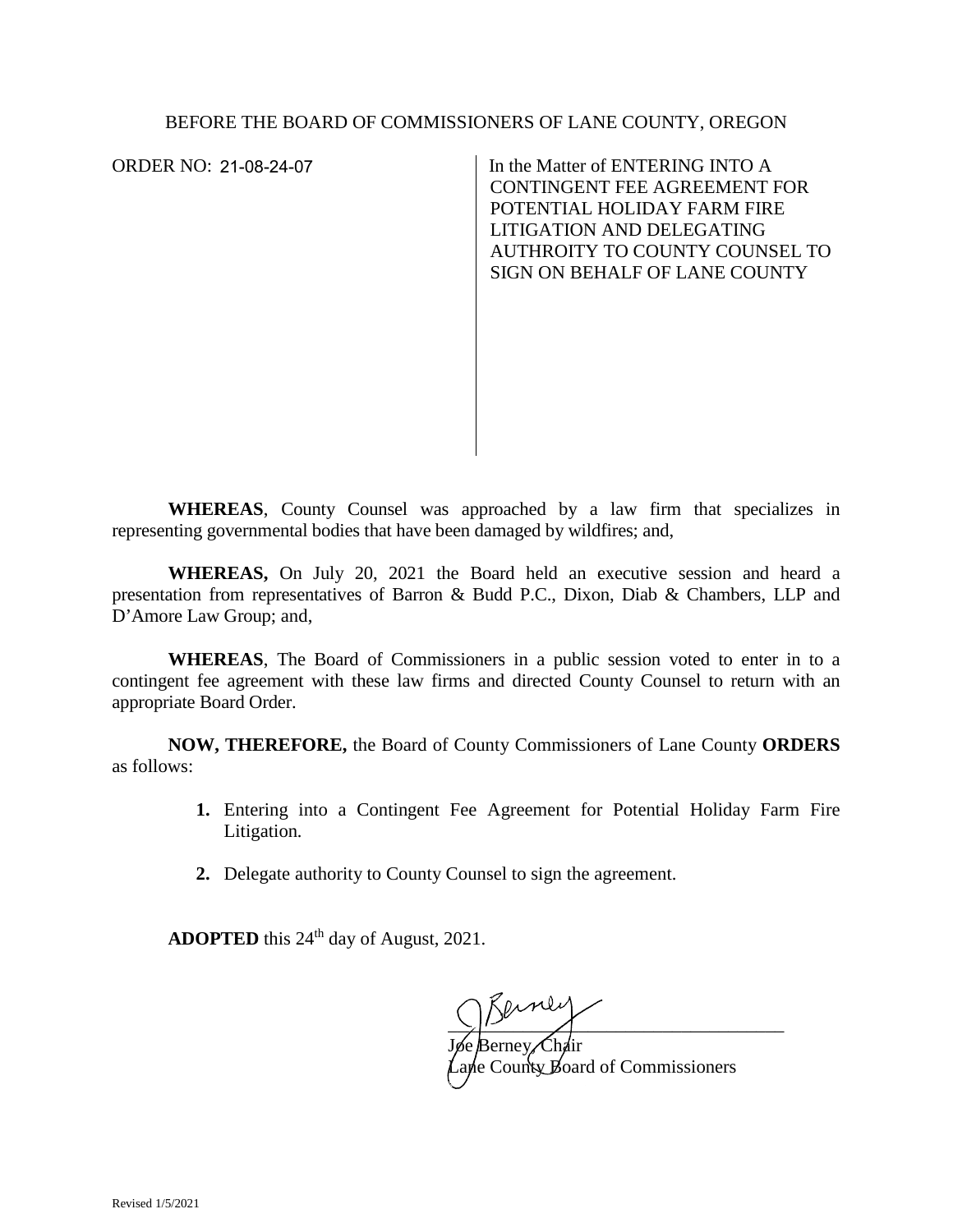BEFORE THE BOARD OF COMMISSIONERS OF LANE COUNTY, OREGON

ORDER NO: 21-08-24-07

In the Matter of ENTERING INTO A CONTINGENT FEE AGREEMENT FOR POTENTIAL HOLIDAY FARM FIRE LITIGATION AND DELEGATING AUTHROITY TO COUNTY COUNSEL TO SIGN ON BEHALF OF LANE COUNTY

**WHEREAS**, County Counsel was approached by a law firm that specializes in representing governmental bodies that have been damaged by wildfires; and,

**WHEREAS,** On July 20, 2021 the Board held an executive session and heard a presentation from representatives of Barron & Budd P.C., Dixon, Diab & Chambers, LLP and D'Amore Law Group; and,

**WHEREAS**, The Board of Commissioners in a public session voted to enter in to a contingent fee agreement with these law firms and directed County Counsel to return with an appropriate Board Order.

**NOW, THEREFORE,** the Board of County Commissioners of Lane County **ORDERS** as follows:

1. Entering into a Contingent Fee Agreement for Potential Holiday Farm Fire Litigation.

2. Delegate authority to County Counsel to sign the agreement.

**ADOPTED** this 24th day of August, 2021.

Joe Berney, Chair
Lane County Board of Commissioners

Revised 1/5/2021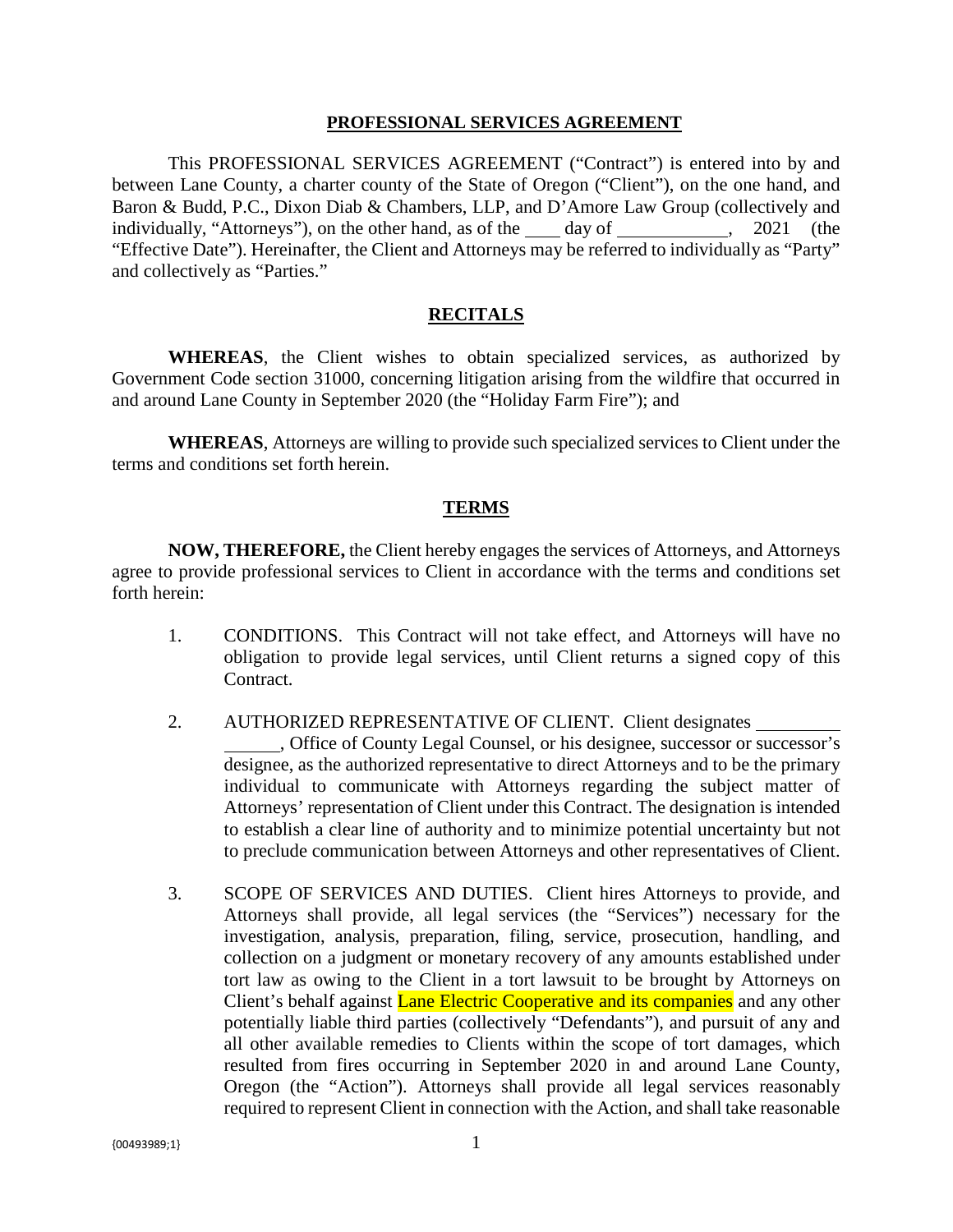**PROFESSIONAL SERVICES AGREEMENT**

This PROFESSIONAL SERVICES AGREEMENT ("Contract") is entered into by and between Lane County, a charter county of the State of Oregon ("Client"), on the one hand, and Baron & Budd, P.C., Dixon Diab & Chambers, LLP, and D'Amore Law Group (collectively and individually, "Attorneys"), on the other hand, as of the \_\_\_\_ day of \_\_\_\_\_\_\_\_\_\_\_\_, 2021 (the "Effective Date"). Hereinafter, the Client and Attorneys may be referred to individually as "Party" and collectively as "Parties."

**RECITALS**

**WHEREAS**, the Client wishes to obtain specialized services, as authorized by Government Code section 31000, concerning litigation arising from the wildfire that occurred in and around Lane County in September 2020 (the "Holiday Farm Fire"); and

**WHEREAS**, Attorneys are willing to provide such specialized services to Client under the terms and conditions set forth herein.

**TERMS**

**NOW, THEREFORE,** the Client hereby engages the services of Attorneys, and Attorneys agree to provide professional services to Client in accordance with the terms and conditions set forth herein:

1. CONDITIONS. This Contract will not take effect, and Attorneys will have no obligation to provide legal services, until Client returns a signed copy of this Contract.

2. AUTHORIZED REPRESENTATIVE OF CLIENT. Client designates \_\_\_\_\_\_\_\_\_\_\_\_\_\_\_\_, Office of County Legal Counsel, or his designee, successor or successor's designee, as the authorized representative to direct Attorneys and to be the primary individual to communicate with Attorneys regarding the subject matter of Attorneys' representation of Client under this Contract. The designation is intended to establish a clear line of authority and to minimize potential uncertainty but not to preclude communication between Attorneys and other representatives of Client.

3. SCOPE OF SERVICES AND DUTIES. Client hires Attorneys to provide, and Attorneys shall provide, all legal services (the "Services") necessary for the investigation, analysis, preparation, filing, service, prosecution, handling, and collection on a judgment or monetary recovery of any amounts established under tort law as owing to the Client in a tort lawsuit to be brought by Attorneys on Client's behalf against Lane Electric Cooperative and its companies and any other potentially liable third parties (collectively "Defendants"), and pursuit of any and all other available remedies to Clients within the scope of tort damages, which resulted from fires occurring in September 2020 in and around Lane County, Oregon (the "Action"). Attorneys shall provide all legal services reasonably required to represent Client in connection with the Action, and shall take reasonable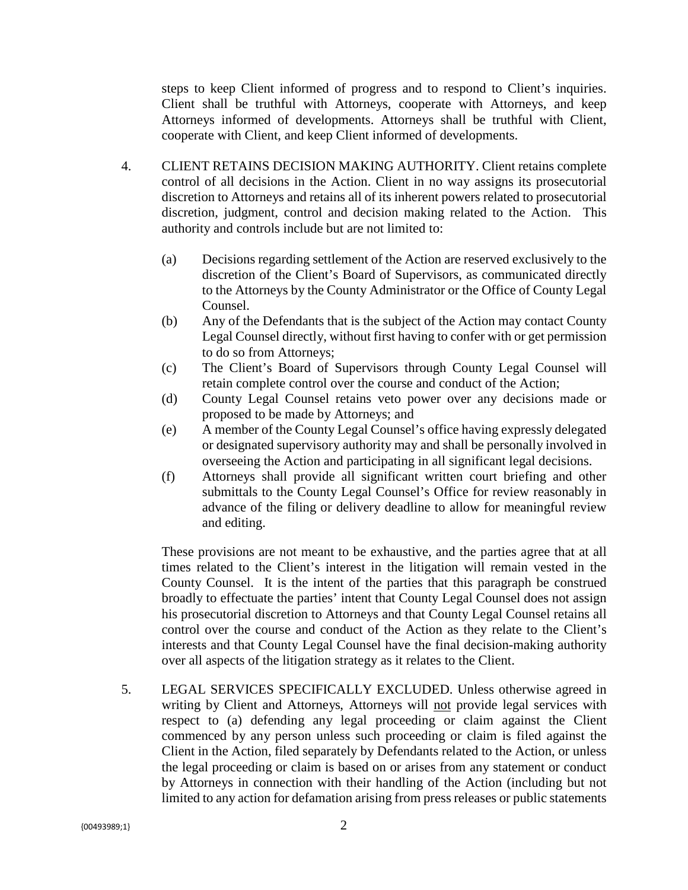steps to keep Client informed of progress and to respond to Client's inquiries. Client shall be truthful with Attorneys, cooperate with Attorneys, and keep Attorneys informed of developments. Attorneys shall be truthful with Client, cooperate with Client, and keep Client informed of developments.

4. CLIENT RETAINS DECISION MAKING AUTHORITY. Client retains complete control of all decisions in the Action. Client in no way assigns its prosecutorial discretion to Attorneys and retains all of its inherent powers related to prosecutorial discretion, judgment, control and decision making related to the Action. This authority and controls include but are not limited to:

   (a) Decisions regarding settlement of the Action are reserved exclusively to the discretion of the Client's Board of Supervisors, as communicated directly to the Attorneys by the County Administrator or the Office of County Legal Counsel.
   
   (b) Any of the Defendants that is the subject of the Action may contact County Legal Counsel directly, without first having to confer with or get permission to do so from Attorneys;
   
   (c) The Client's Board of Supervisors through County Legal Counsel will retain complete control over the course and conduct of the Action;
   
   (d) County Legal Counsel retains veto power over any decisions made or proposed to be made by Attorneys; and
   
   (e) A member of the County Legal Counsel's office having expressly delegated or designated supervisory authority may and shall be personally involved in overseeing the Action and participating in all significant legal decisions.
   
   (f) Attorneys shall provide all significant written court briefing and other submittals to the County Legal Counsel's Office for review reasonably in advance of the filing or delivery deadline to allow for meaningful review and editing.

   These provisions are not meant to be exhaustive, and the parties agree that at all times related to the Client's interest in the litigation will remain vested in the County Counsel. It is the intent of the parties that this paragraph be construed broadly to effectuate the parties' intent that County Legal Counsel does not assign his prosecutorial discretion to Attorneys and that County Legal Counsel retains all control over the course and conduct of the Action as they relate to the Client's interests and that County Legal Counsel have the final decision-making authority over all aspects of the litigation strategy as it relates to the Client.

5. LEGAL SERVICES SPECIFICALLY EXCLUDED. Unless otherwise agreed in writing by Client and Attorneys, Attorneys will <u>not</u> provide legal services with respect to (a) defending any legal proceeding or claim against the Client commenced by any person unless such proceeding or claim is filed against the Client in the Action, filed separately by Defendants related to the Action, or unless the legal proceeding or claim is based on or arises from any statement or conduct by Attorneys in connection with their handling of the Action (including but not limited to any action for defamation arising from press releases or public statements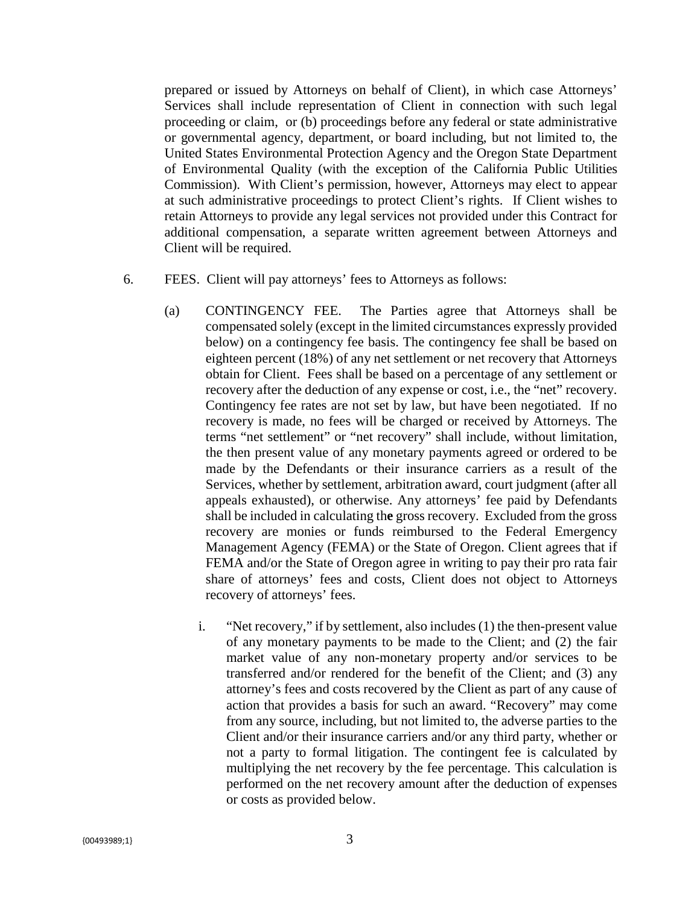prepared or issued by Attorneys on behalf of Client), in which case Attorneys' Services shall include representation of Client in connection with such legal proceeding or claim, or (b) proceedings before any federal or state administrative or governmental agency, department, or board including, but not limited to, the United States Environmental Protection Agency and the Oregon State Department of Environmental Quality (with the exception of the California Public Utilities Commission). With Client's permission, however, Attorneys may elect to appear at such administrative proceedings to protect Client's rights. If Client wishes to retain Attorneys to provide any legal services not provided under this Contract for additional compensation, a separate written agreement between Attorneys and Client will be required.

6. FEES. Client will pay attorneys' fees to Attorneys as follows:

(a) CONTINGENCY FEE. The Parties agree that Attorneys shall be compensated solely (except in the limited circumstances expressly provided below) on a contingency fee basis. The contingency fee shall be based on eighteen percent (18%) of any net settlement or net recovery that Attorneys obtain for Client. Fees shall be based on a percentage of any settlement or recovery after the deduction of any expense or cost, i.e., the "net" recovery. Contingency fee rates are not set by law, but have been negotiated. If no recovery is made, no fees will be charged or received by Attorneys. The terms "net settlement" or "net recovery" shall include, without limitation, the then present value of any monetary payments agreed or ordered to be made by the Defendants or their insurance carriers as a result of the Services, whether by settlement, arbitration award, court judgment (after all appeals exhausted), or otherwise. Any attorneys' fee paid by Defendants shall be included in calculating the gross recovery. Excluded from the gross recovery are monies or funds reimbursed to the Federal Emergency Management Agency (FEMA) or the State of Oregon. Client agrees that if FEMA and/or the State of Oregon agree in writing to pay their pro rata fair share of attorneys' fees and costs, Client does not object to Attorneys recovery of attorneys' fees.

i. "Net recovery," if by settlement, also includes (1) the then-present value of any monetary payments to be made to the Client; and (2) the fair market value of any non-monetary property and/or services to be transferred and/or rendered for the benefit of the Client; and (3) any attorney's fees and costs recovered by the Client as part of any cause of action that provides a basis for such an award. "Recovery" may come from any source, including, but not limited to, the adverse parties to the Client and/or their insurance carriers and/or any third party, whether or not a party to formal litigation. The contingent fee is calculated by multiplying the net recovery by the fee percentage. This calculation is performed on the net recovery amount after the deduction of expenses or costs as provided below.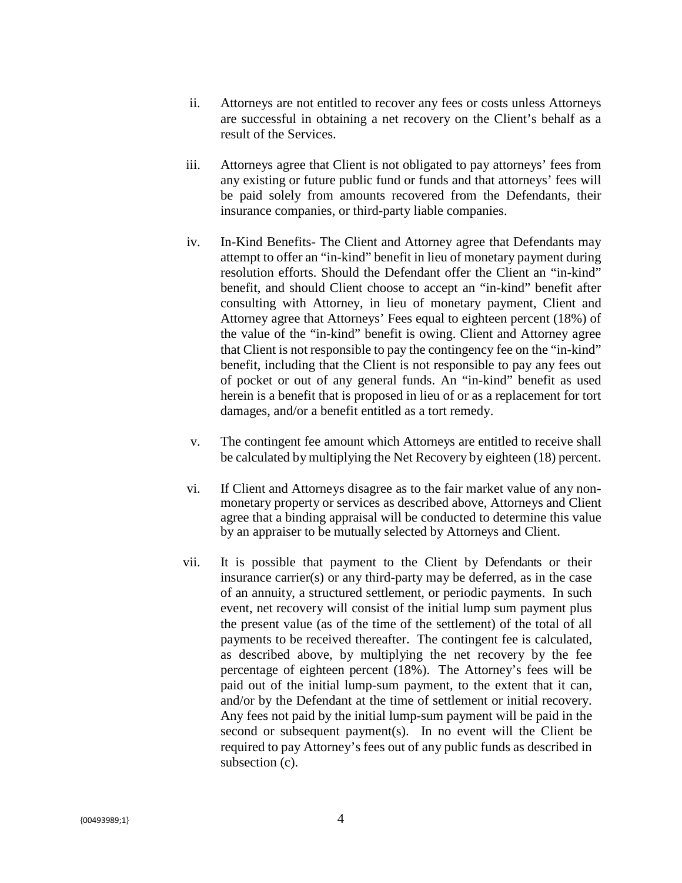ii. Attorneys are not entitled to recover any fees or costs unless Attorneys are successful in obtaining a net recovery on the Client's behalf as a result of the Services.

iii. Attorneys agree that Client is not obligated to pay attorneys' fees from any existing or future public fund or funds and that attorneys' fees will be paid solely from amounts recovered from the Defendants, their insurance companies, or third-party liable companies.

iv. In-Kind Benefits- The Client and Attorney agree that Defendants may attempt to offer an "in-kind" benefit in lieu of monetary payment during resolution efforts. Should the Defendant offer the Client an "in-kind" benefit, and should Client choose to accept an "in-kind" benefit after consulting with Attorney, in lieu of monetary payment, Client and Attorney agree that Attorneys' Fees equal to eighteen percent (18%) of the value of the "in-kind" benefit is owing. Client and Attorney agree that Client is not responsible to pay the contingency fee on the "in-kind" benefit, including that the Client is not responsible to pay any fees out of pocket or out of any general funds. An "in-kind" benefit as used herein is a benefit that is proposed in lieu of or as a replacement for tort damages, and/or a benefit entitled as a tort remedy.

v. The contingent fee amount which Attorneys are entitled to receive shall be calculated by multiplying the Net Recovery by eighteen (18) percent.

vi. If Client and Attorneys disagree as to the fair market value of any non-monetary property or services as described above, Attorneys and Client agree that a binding appraisal will be conducted to determine this value by an appraiser to be mutually selected by Attorneys and Client.

vii. It is possible that payment to the Client by Defendants or their insurance carrier(s) or any third-party may be deferred, as in the case of an annuity, a structured settlement, or periodic payments. In such event, net recovery will consist of the initial lump sum payment plus the present value (as of the time of the settlement) of the total of all payments to be received thereafter. The contingent fee is calculated, as described above, by multiplying the net recovery by the fee percentage of eighteen percent (18%). The Attorney's fees will be paid out of the initial lump-sum payment, to the extent that it can, and/or by the Defendant at the time of settlement or initial recovery. Any fees not paid by the initial lump-sum payment will be paid in the second or subsequent payment(s). In no event will the Client be required to pay Attorney's fees out of any public funds as described in subsection (c).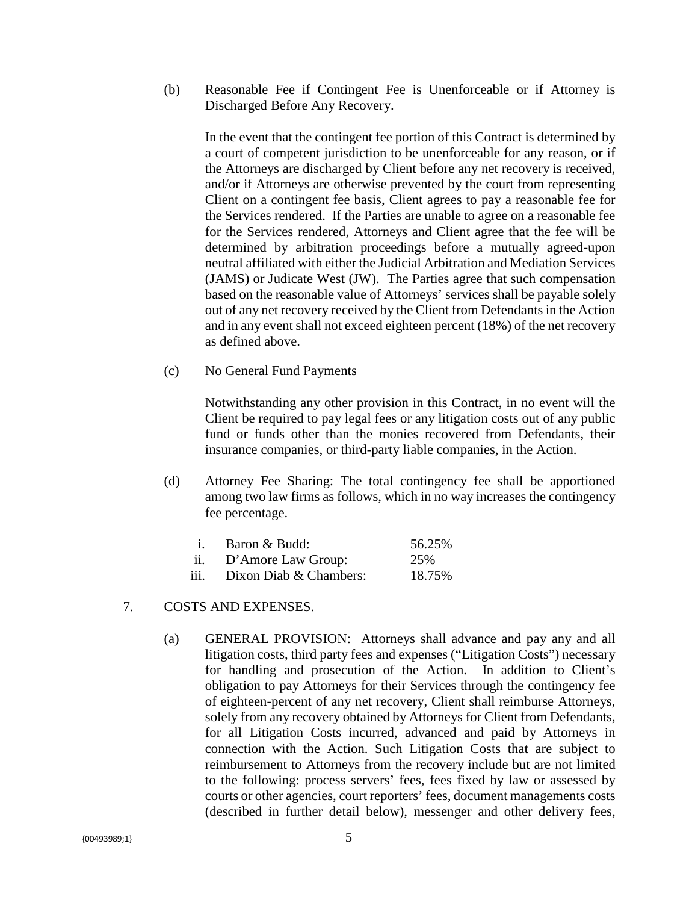(b) Reasonable Fee if Contingent Fee is Unenforceable or if Attorney is Discharged Before Any Recovery.

In the event that the contingent fee portion of this Contract is determined by a court of competent jurisdiction to be unenforceable for any reason, or if the Attorneys are discharged by Client before any net recovery is received, and/or if Attorneys are otherwise prevented by the court from representing Client on a contingent fee basis, Client agrees to pay a reasonable fee for the Services rendered. If the Parties are unable to agree on a reasonable fee for the Services rendered, Attorneys and Client agree that the fee will be determined by arbitration proceedings before a mutually agreed-upon neutral affiliated with either the Judicial Arbitration and Mediation Services (JAMS) or Judicate West (JW). The Parties agree that such compensation based on the reasonable value of Attorneys' services shall be payable solely out of any net recovery received by the Client from Defendants in the Action and in any event shall not exceed eighteen percent (18%) of the net recovery as defined above.

(c) No General Fund Payments

Notwithstanding any other provision in this Contract, in no event will the Client be required to pay legal fees or any litigation costs out of any public fund or funds other than the monies recovered from Defendants, their insurance companies, or third-party liable companies, in the Action.

(d) Attorney Fee Sharing: The total contingency fee shall be apportioned among two law firms as follows, which in no way increases the contingency fee percentage.

| | | |
|---|---|---|
| i. | Baron & Budd: | 56.25% |
| ii. | D'Amore Law Group: | 25% |
| iii. | Dixon Diab & Chambers: | 18.75% |

7. COSTS AND EXPENSES.

(a) GENERAL PROVISION: Attorneys shall advance and pay any and all litigation costs, third party fees and expenses ("Litigation Costs") necessary for handling and prosecution of the Action. In addition to Client's obligation to pay Attorneys for their Services through the contingency fee of eighteen-percent of any net recovery, Client shall reimburse Attorneys, solely from any recovery obtained by Attorneys for Client from Defendants, for all Litigation Costs incurred, advanced and paid by Attorneys in connection with the Action. Such Litigation Costs that are subject to reimbursement to Attorneys from the recovery include but are not limited to the following: process servers' fees, fees fixed by law or assessed by courts or other agencies, court reporters' fees, document managements costs (described in further detail below), messenger and other delivery fees,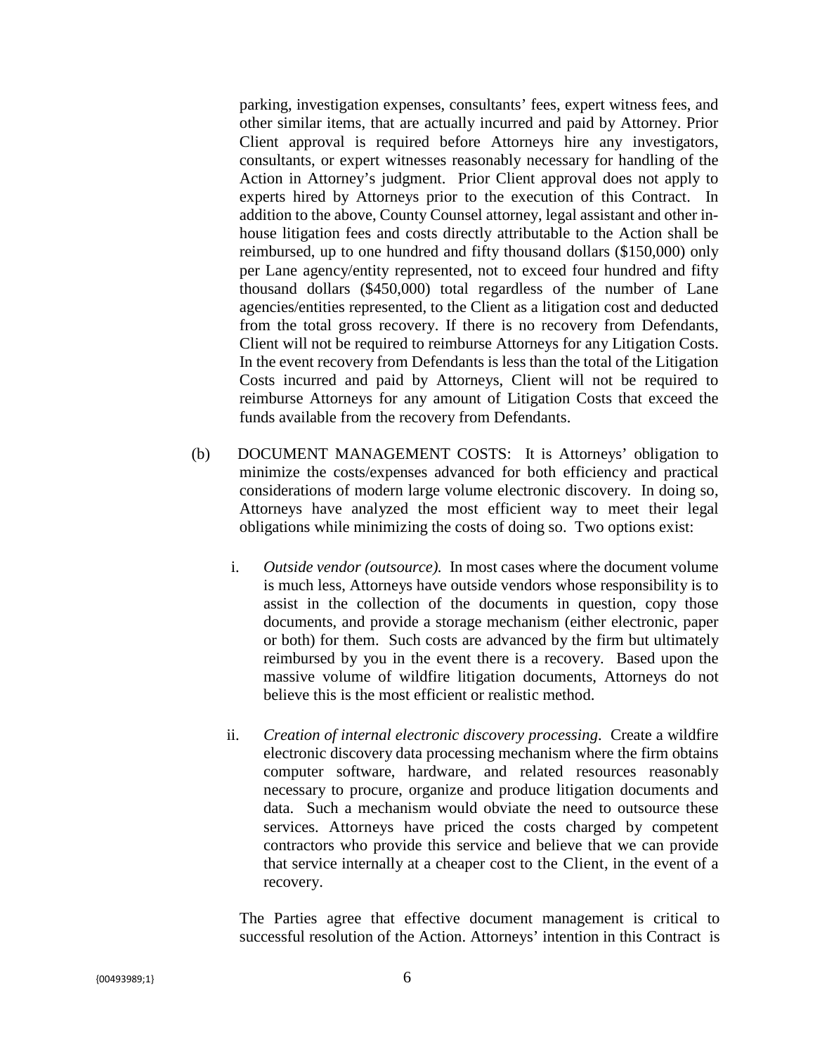parking, investigation expenses, consultants' fees, expert witness fees, and other similar items, that are actually incurred and paid by Attorney. Prior Client approval is required before Attorneys hire any investigators, consultants, or expert witnesses reasonably necessary for handling of the Action in Attorney's judgment. Prior Client approval does not apply to experts hired by Attorneys prior to the execution of this Contract. In addition to the above, County Counsel attorney, legal assistant and other in-house litigation fees and costs directly attributable to the Action shall be reimbursed, up to one hundred and fifty thousand dollars ($150,000) only per Lane agency/entity represented, not to exceed four hundred and fifty thousand dollars ($450,000) total regardless of the number of Lane agencies/entities represented, to the Client as a litigation cost and deducted from the total gross recovery. If there is no recovery from Defendants, Client will not be required to reimburse Attorneys for any Litigation Costs. In the event recovery from Defendants is less than the total of the Litigation Costs incurred and paid by Attorneys, Client will not be required to reimburse Attorneys for any amount of Litigation Costs that exceed the funds available from the recovery from Defendants.

(b) DOCUMENT MANAGEMENT COSTS: It is Attorneys' obligation to minimize the costs/expenses advanced for both efficiency and practical considerations of modern large volume electronic discovery. In doing so, Attorneys have analyzed the most efficient way to meet their legal obligations while minimizing the costs of doing so. Two options exist:

i. *Outside vendor (outsource).* In most cases where the document volume is much less, Attorneys have outside vendors whose responsibility is to assist in the collection of the documents in question, copy those documents, and provide a storage mechanism (either electronic, paper or both) for them. Such costs are advanced by the firm but ultimately reimbursed by you in the event there is a recovery. Based upon the massive volume of wildfire litigation documents, Attorneys do not believe this is the most efficient or realistic method.

ii. *Creation of internal electronic discovery processing*. Create a wildfire electronic discovery data processing mechanism where the firm obtains computer software, hardware, and related resources reasonably necessary to procure, organize and produce litigation documents and data. Such a mechanism would obviate the need to outsource these services. Attorneys have priced the costs charged by competent contractors who provide this service and believe that we can provide that service internally at a cheaper cost to the Client, in the event of a recovery.

The Parties agree that effective document management is critical to successful resolution of the Action. Attorneys' intention in this Contract is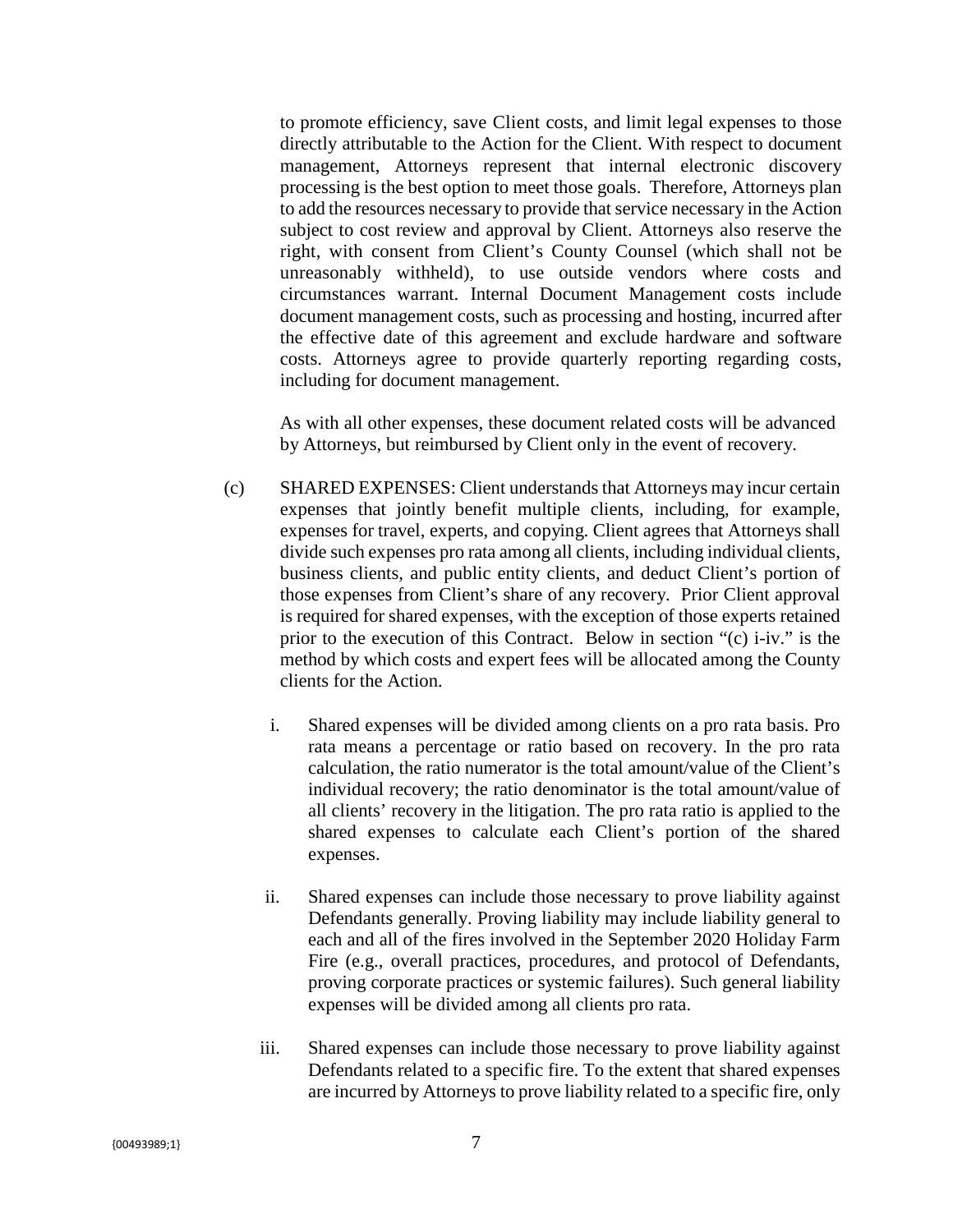to promote efficiency, save Client costs, and limit legal expenses to those directly attributable to the Action for the Client. With respect to document management, Attorneys represent that internal electronic discovery processing is the best option to meet those goals. Therefore, Attorneys plan to add the resources necessary to provide that service necessary in the Action subject to cost review and approval by Client. Attorneys also reserve the right, with consent from Client's County Counsel (which shall not be unreasonably withheld), to use outside vendors where costs and circumstances warrant. Internal Document Management costs include document management costs, such as processing and hosting, incurred after the effective date of this agreement and exclude hardware and software costs. Attorneys agree to provide quarterly reporting regarding costs, including for document management.

As with all other expenses, these document related costs will be advanced by Attorneys, but reimbursed by Client only in the event of recovery.

(c) SHARED EXPENSES: Client understands that Attorneys may incur certain expenses that jointly benefit multiple clients, including, for example, expenses for travel, experts, and copying. Client agrees that Attorneys shall divide such expenses pro rata among all clients, including individual clients, business clients, and public entity clients, and deduct Client's portion of those expenses from Client's share of any recovery. Prior Client approval is required for shared expenses, with the exception of those experts retained prior to the execution of this Contract. Below in section "(c) i-iv." is the method by which costs and expert fees will be allocated among the County clients for the Action.

i. Shared expenses will be divided among clients on a pro rata basis. Pro rata means a percentage or ratio based on recovery. In the pro rata calculation, the ratio numerator is the total amount/value of the Client's individual recovery; the ratio denominator is the total amount/value of all clients' recovery in the litigation. The pro rata ratio is applied to the shared expenses to calculate each Client's portion of the shared expenses.

ii. Shared expenses can include those necessary to prove liability against Defendants generally. Proving liability may include liability general to each and all of the fires involved in the September 2020 Holiday Farm Fire (e.g., overall practices, procedures, and protocol of Defendants, proving corporate practices or systemic failures). Such general liability expenses will be divided among all clients pro rata.

iii. Shared expenses can include those necessary to prove liability against Defendants related to a specific fire. To the extent that shared expenses are incurred by Attorneys to prove liability related to a specific fire, only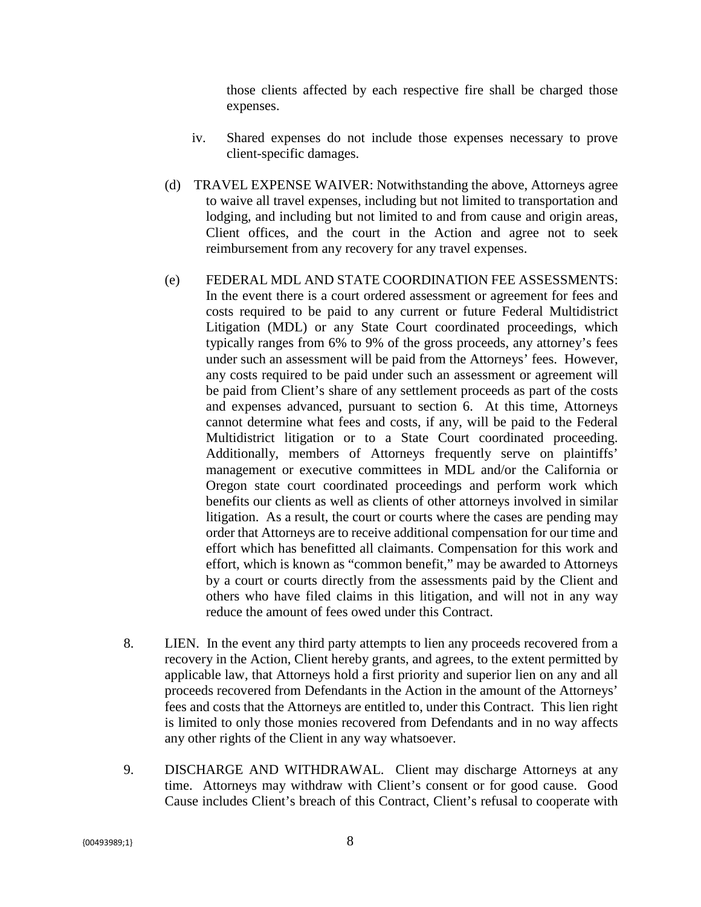those clients affected by each respective fire shall be charged those expenses.

iv. Shared expenses do not include those expenses necessary to prove client-specific damages.

(d) TRAVEL EXPENSE WAIVER: Notwithstanding the above, Attorneys agree to waive all travel expenses, including but not limited to transportation and lodging, and including but not limited to and from cause and origin areas, Client offices, and the court in the Action and agree not to seek reimbursement from any recovery for any travel expenses.

(e) FEDERAL MDL AND STATE COORDINATION FEE ASSESSMENTS: In the event there is a court ordered assessment or agreement for fees and costs required to be paid to any current or future Federal Multidistrict Litigation (MDL) or any State Court coordinated proceedings, which typically ranges from 6% to 9% of the gross proceeds, any attorney's fees under such an assessment will be paid from the Attorneys' fees. However, any costs required to be paid under such an assessment or agreement will be paid from Client's share of any settlement proceeds as part of the costs and expenses advanced, pursuant to section 6. At this time, Attorneys cannot determine what fees and costs, if any, will be paid to the Federal Multidistrict litigation or to a State Court coordinated proceeding. Additionally, members of Attorneys frequently serve on plaintiffs' management or executive committees in MDL and/or the California or Oregon state court coordinated proceedings and perform work which benefits our clients as well as clients of other attorneys involved in similar litigation. As a result, the court or courts where the cases are pending may order that Attorneys are to receive additional compensation for our time and effort which has benefitted all claimants. Compensation for this work and effort, which is known as "common benefit," may be awarded to Attorneys by a court or courts directly from the assessments paid by the Client and others who have filed claims in this litigation, and will not in any way reduce the amount of fees owed under this Contract.

8. LIEN. In the event any third party attempts to lien any proceeds recovered from a recovery in the Action, Client hereby grants, and agrees, to the extent permitted by applicable law, that Attorneys hold a first priority and superior lien on any and all proceeds recovered from Defendants in the Action in the amount of the Attorneys' fees and costs that the Attorneys are entitled to, under this Contract. This lien right is limited to only those monies recovered from Defendants and in no way affects any other rights of the Client in any way whatsoever.

9. DISCHARGE AND WITHDRAWAL. Client may discharge Attorneys at any time. Attorneys may withdraw with Client's consent or for good cause. Good Cause includes Client's breach of this Contract, Client's refusal to cooperate with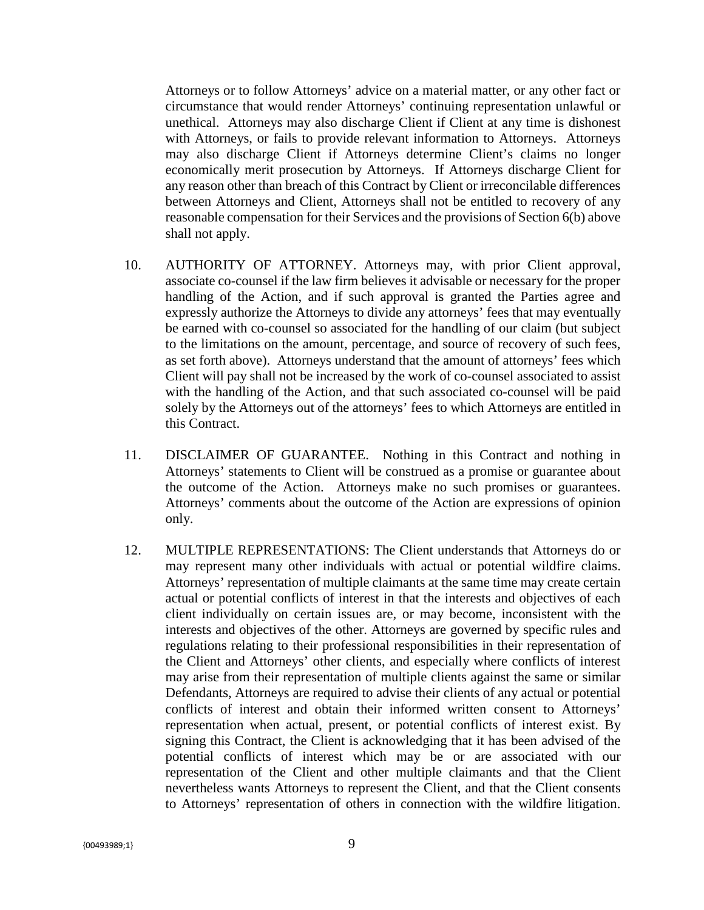Attorneys or to follow Attorneys' advice on a material matter, or any other fact or circumstance that would render Attorneys' continuing representation unlawful or unethical. Attorneys may also discharge Client if Client at any time is dishonest with Attorneys, or fails to provide relevant information to Attorneys. Attorneys may also discharge Client if Attorneys determine Client's claims no longer economically merit prosecution by Attorneys. If Attorneys discharge Client for any reason other than breach of this Contract by Client or irreconcilable differences between Attorneys and Client, Attorneys shall not be entitled to recovery of any reasonable compensation for their Services and the provisions of Section 6(b) above shall not apply.

10. AUTHORITY OF ATTORNEY. Attorneys may, with prior Client approval, associate co-counsel if the law firm believes it advisable or necessary for the proper handling of the Action, and if such approval is granted the Parties agree and expressly authorize the Attorneys to divide any attorneys' fees that may eventually be earned with co-counsel so associated for the handling of our claim (but subject to the limitations on the amount, percentage, and source of recovery of such fees, as set forth above). Attorneys understand that the amount of attorneys' fees which Client will pay shall not be increased by the work of co-counsel associated to assist with the handling of the Action, and that such associated co-counsel will be paid solely by the Attorneys out of the attorneys' fees to which Attorneys are entitled in this Contract.

11. DISCLAIMER OF GUARANTEE. Nothing in this Contract and nothing in Attorneys' statements to Client will be construed as a promise or guarantee about the outcome of the Action. Attorneys make no such promises or guarantees. Attorneys' comments about the outcome of the Action are expressions of opinion only.

12. MULTIPLE REPRESENTATIONS: The Client understands that Attorneys do or may represent many other individuals with actual or potential wildfire claims. Attorneys' representation of multiple claimants at the same time may create certain actual or potential conflicts of interest in that the interests and objectives of each client individually on certain issues are, or may become, inconsistent with the interests and objectives of the other. Attorneys are governed by specific rules and regulations relating to their professional responsibilities in their representation of the Client and Attorneys' other clients, and especially where conflicts of interest may arise from their representation of multiple clients against the same or similar Defendants, Attorneys are required to advise their clients of any actual or potential conflicts of interest and obtain their informed written consent to Attorneys' representation when actual, present, or potential conflicts of interest exist. By signing this Contract, the Client is acknowledging that it has been advised of the potential conflicts of interest which may be or are associated with our representation of the Client and other multiple claimants and that the Client nevertheless wants Attorneys to represent the Client, and that the Client consents to Attorneys' representation of others in connection with the wildfire litigation.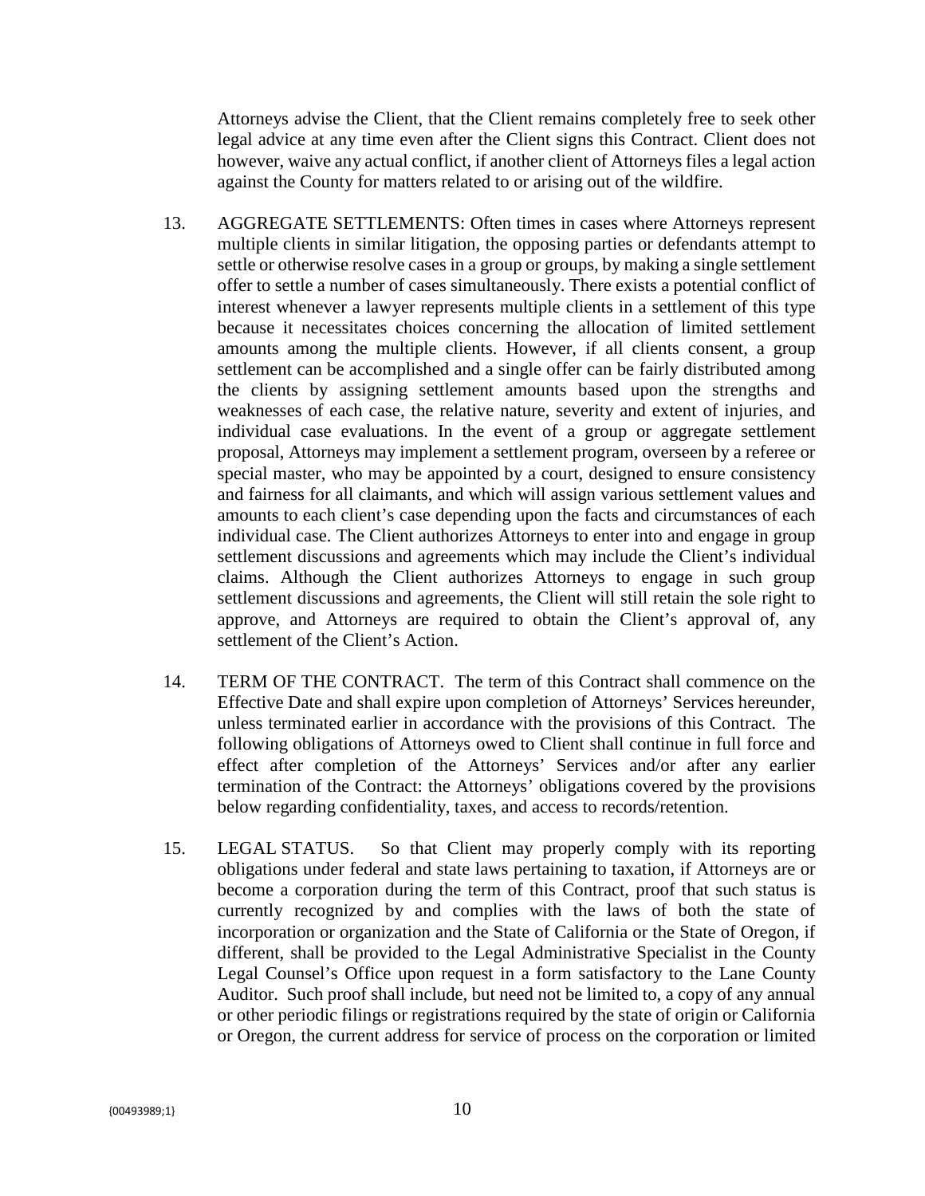Attorneys advise the Client, that the Client remains completely free to seek other legal advice at any time even after the Client signs this Contract. Client does not however, waive any actual conflict, if another client of Attorneys files a legal action against the County for matters related to or arising out of the wildfire.

13. AGGREGATE SETTLEMENTS: Often times in cases where Attorneys represent multiple clients in similar litigation, the opposing parties or defendants attempt to settle or otherwise resolve cases in a group or groups, by making a single settlement offer to settle a number of cases simultaneously. There exists a potential conflict of interest whenever a lawyer represents multiple clients in a settlement of this type because it necessitates choices concerning the allocation of limited settlement amounts among the multiple clients. However, if all clients consent, a group settlement can be accomplished and a single offer can be fairly distributed among the clients by assigning settlement amounts based upon the strengths and weaknesses of each case, the relative nature, severity and extent of injuries, and individual case evaluations. In the event of a group or aggregate settlement proposal, Attorneys may implement a settlement program, overseen by a referee or special master, who may be appointed by a court, designed to ensure consistency and fairness for all claimants, and which will assign various settlement values and amounts to each client's case depending upon the facts and circumstances of each individual case. The Client authorizes Attorneys to enter into and engage in group settlement discussions and agreements which may include the Client's individual claims. Although the Client authorizes Attorneys to engage in such group settlement discussions and agreements, the Client will still retain the sole right to approve, and Attorneys are required to obtain the Client's approval of, any settlement of the Client's Action.

14. TERM OF THE CONTRACT. The term of this Contract shall commence on the Effective Date and shall expire upon completion of Attorneys' Services hereunder, unless terminated earlier in accordance with the provisions of this Contract. The following obligations of Attorneys owed to Client shall continue in full force and effect after completion of the Attorneys' Services and/or after any earlier termination of the Contract: the Attorneys' obligations covered by the provisions below regarding confidentiality, taxes, and access to records/retention.

15. LEGAL STATUS. So that Client may properly comply with its reporting obligations under federal and state laws pertaining to taxation, if Attorneys are or become a corporation during the term of this Contract, proof that such status is currently recognized by and complies with the laws of both the state of incorporation or organization and the State of California or the State of Oregon, if different, shall be provided to the Legal Administrative Specialist in the County Legal Counsel's Office upon request in a form satisfactory to the Lane County Auditor. Such proof shall include, but need not be limited to, a copy of any annual or other periodic filings or registrations required by the state of origin or California or Oregon, the current address for service of process on the corporation or limited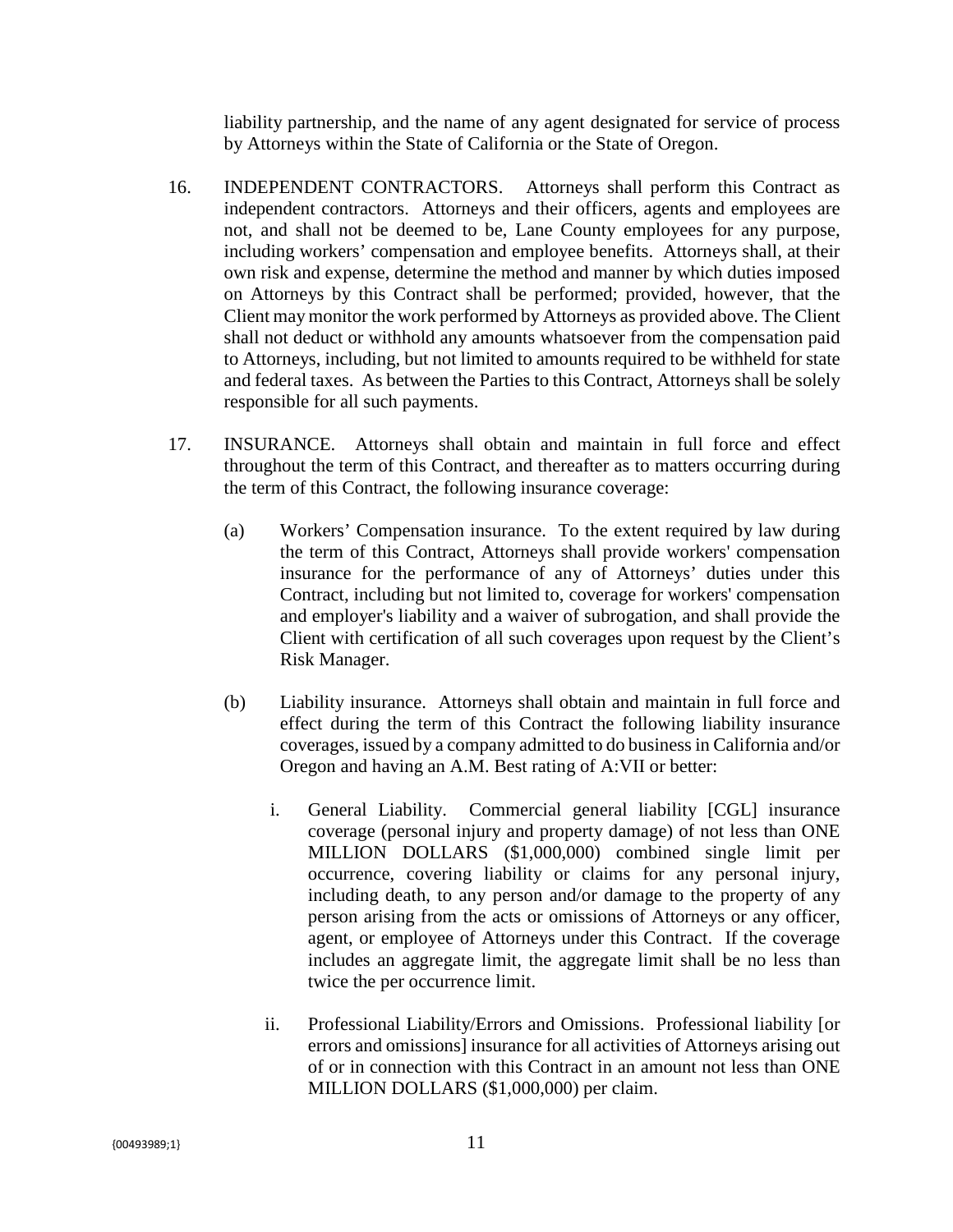liability partnership, and the name of any agent designated for service of process by Attorneys within the State of California or the State of Oregon.

16. INDEPENDENT CONTRACTORS. Attorneys shall perform this Contract as independent contractors. Attorneys and their officers, agents and employees are not, and shall not be deemed to be, Lane County employees for any purpose, including workers' compensation and employee benefits. Attorneys shall, at their own risk and expense, determine the method and manner by which duties imposed on Attorneys by this Contract shall be performed; provided, however, that the Client may monitor the work performed by Attorneys as provided above. The Client shall not deduct or withhold any amounts whatsoever from the compensation paid to Attorneys, including, but not limited to amounts required to be withheld for state and federal taxes. As between the Parties to this Contract, Attorneys shall be solely responsible for all such payments.

17. INSURANCE. Attorneys shall obtain and maintain in full force and effect throughout the term of this Contract, and thereafter as to matters occurring during the term of this Contract, the following insurance coverage:

    (a) Workers' Compensation insurance. To the extent required by law during the term of this Contract, Attorneys shall provide workers' compensation insurance for the performance of any of Attorneys' duties under this Contract, including but not limited to, coverage for workers' compensation and employer's liability and a waiver of subrogation, and shall provide the Client with certification of all such coverages upon request by the Client's Risk Manager.

    (b) Liability insurance. Attorneys shall obtain and maintain in full force and effect during the term of this Contract the following liability insurance coverages, issued by a company admitted to do business in California and/or Oregon and having an A.M. Best rating of A:VII or better:

        i. General Liability. Commercial general liability [CGL] insurance coverage (personal injury and property damage) of not less than ONE MILLION DOLLARS ($1,000,000) combined single limit per occurrence, covering liability or claims for any personal injury, including death, to any person and/or damage to the property of any person arising from the acts or omissions of Attorneys or any officer, agent, or employee of Attorneys under this Contract. If the coverage includes an aggregate limit, the aggregate limit shall be no less than twice the per occurrence limit.

        ii. Professional Liability/Errors and Omissions. Professional liability [or errors and omissions] insurance for all activities of Attorneys arising out of or in connection with this Contract in an amount not less than ONE MILLION DOLLARS ($1,000,000) per claim.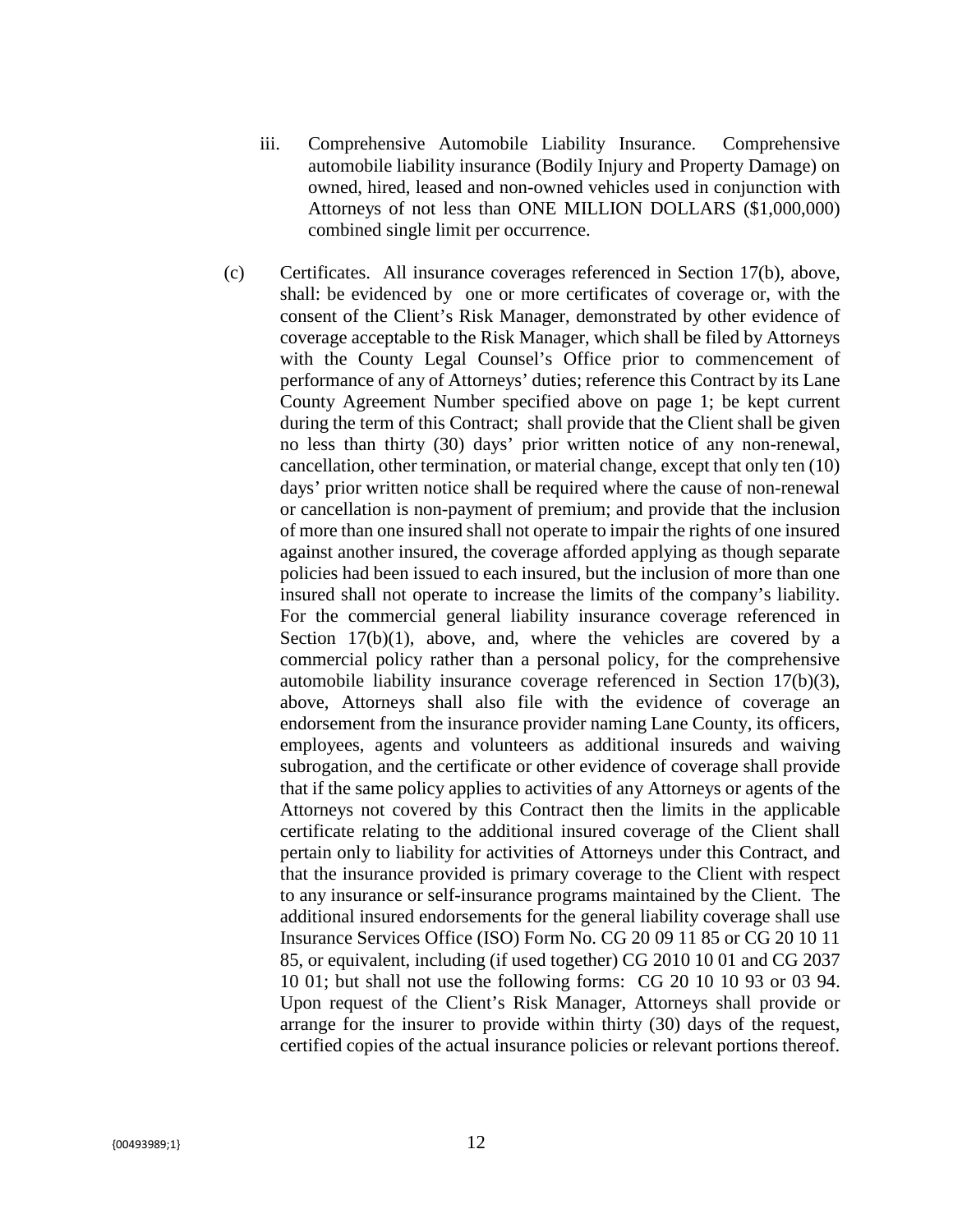iii. Comprehensive Automobile Liability Insurance. Comprehensive automobile liability insurance (Bodily Injury and Property Damage) on owned, hired, leased and non-owned vehicles used in conjunction with Attorneys of not less than ONE MILLION DOLLARS ($1,000,000) combined single limit per occurrence.

(c) Certificates. All insurance coverages referenced in Section 17(b), above, shall: be evidenced by one or more certificates of coverage or, with the consent of the Client's Risk Manager, demonstrated by other evidence of coverage acceptable to the Risk Manager, which shall be filed by Attorneys with the County Legal Counsel's Office prior to commencement of performance of any of Attorneys' duties; reference this Contract by its Lane County Agreement Number specified above on page 1; be kept current during the term of this Contract; shall provide that the Client shall be given no less than thirty (30) days' prior written notice of any non-renewal, cancellation, other termination, or material change, except that only ten (10) days' prior written notice shall be required where the cause of non-renewal or cancellation is non-payment of premium; and provide that the inclusion of more than one insured shall not operate to impair the rights of one insured against another insured, the coverage afforded applying as though separate policies had been issued to each insured, but the inclusion of more than one insured shall not operate to increase the limits of the company's liability. For the commercial general liability insurance coverage referenced in Section 17(b)(1), above, and, where the vehicles are covered by a commercial policy rather than a personal policy, for the comprehensive automobile liability insurance coverage referenced in Section 17(b)(3), above, Attorneys shall also file with the evidence of coverage an endorsement from the insurance provider naming Lane County, its officers, employees, agents and volunteers as additional insureds and waiving subrogation, and the certificate or other evidence of coverage shall provide that if the same policy applies to activities of any Attorneys or agents of the Attorneys not covered by this Contract then the limits in the applicable certificate relating to the additional insured coverage of the Client shall pertain only to liability for activities of Attorneys under this Contract, and that the insurance provided is primary coverage to the Client with respect to any insurance or self-insurance programs maintained by the Client. The additional insured endorsements for the general liability coverage shall use Insurance Services Office (ISO) Form No. CG 20 09 11 85 or CG 20 10 11 85, or equivalent, including (if used together) CG 2010 10 01 and CG 2037 10 01; but shall not use the following forms: CG 20 10 10 93 or 03 94. Upon request of the Client's Risk Manager, Attorneys shall provide or arrange for the insurer to provide within thirty (30) days of the request, certified copies of the actual insurance policies or relevant portions thereof.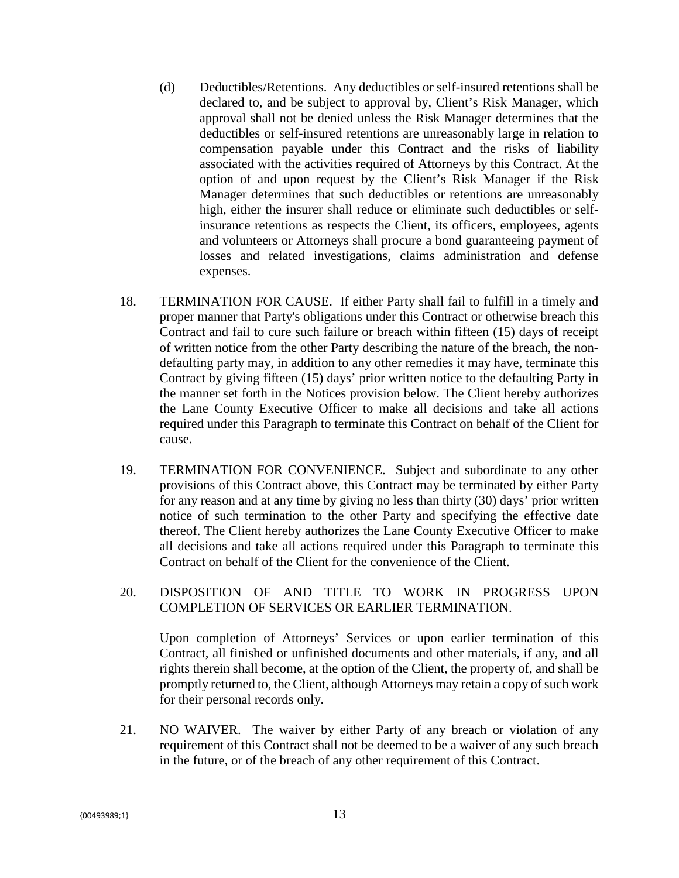(d) Deductibles/Retentions. Any deductibles or self-insured retentions shall be declared to, and be subject to approval by, Client's Risk Manager, which approval shall not be denied unless the Risk Manager determines that the deductibles or self-insured retentions are unreasonably large in relation to compensation payable under this Contract and the risks of liability associated with the activities required of Attorneys by this Contract. At the option of and upon request by the Client's Risk Manager if the Risk Manager determines that such deductibles or retentions are unreasonably high, either the insurer shall reduce or eliminate such deductibles or self-insurance retentions as respects the Client, its officers, employees, agents and volunteers or Attorneys shall procure a bond guaranteeing payment of losses and related investigations, claims administration and defense expenses.

18. TERMINATION FOR CAUSE. If either Party shall fail to fulfill in a timely and proper manner that Party's obligations under this Contract or otherwise breach this Contract and fail to cure such failure or breach within fifteen (15) days of receipt of written notice from the other Party describing the nature of the breach, the non-defaulting party may, in addition to any other remedies it may have, terminate this Contract by giving fifteen (15) days' prior written notice to the defaulting Party in the manner set forth in the Notices provision below. The Client hereby authorizes the Lane County Executive Officer to make all decisions and take all actions required under this Paragraph to terminate this Contract on behalf of the Client for cause.

19. TERMINATION FOR CONVENIENCE. Subject and subordinate to any other provisions of this Contract above, this Contract may be terminated by either Party for any reason and at any time by giving no less than thirty (30) days' prior written notice of such termination to the other Party and specifying the effective date thereof. The Client hereby authorizes the Lane County Executive Officer to make all decisions and take all actions required under this Paragraph to terminate this Contract on behalf of the Client for the convenience of the Client.

20. DISPOSITION OF AND TITLE TO WORK IN PROGRESS UPON COMPLETION OF SERVICES OR EARLIER TERMINATION.

Upon completion of Attorneys' Services or upon earlier termination of this Contract, all finished or unfinished documents and other materials, if any, and all rights therein shall become, at the option of the Client, the property of, and shall be promptly returned to, the Client, although Attorneys may retain a copy of such work for their personal records only.

21. NO WAIVER. The waiver by either Party of any breach or violation of any requirement of this Contract shall not be deemed to be a waiver of any such breach in the future, or of the breach of any other requirement of this Contract.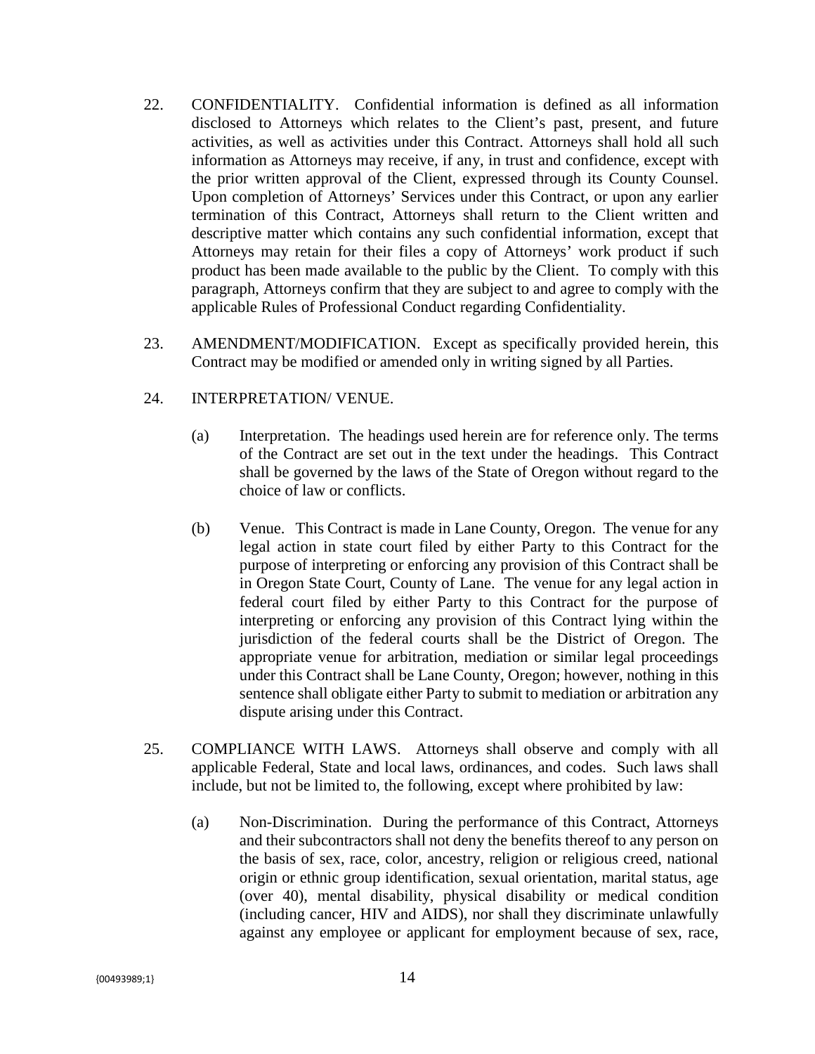22. CONFIDENTIALITY. Confidential information is defined as all information disclosed to Attorneys which relates to the Client's past, present, and future activities, as well as activities under this Contract. Attorneys shall hold all such information as Attorneys may receive, if any, in trust and confidence, except with the prior written approval of the Client, expressed through its County Counsel. Upon completion of Attorneys' Services under this Contract, or upon any earlier termination of this Contract, Attorneys shall return to the Client written and descriptive matter which contains any such confidential information, except that Attorneys may retain for their files a copy of Attorneys' work product if such product has been made available to the public by the Client. To comply with this paragraph, Attorneys confirm that they are subject to and agree to comply with the applicable Rules of Professional Conduct regarding Confidentiality.

23. AMENDMENT/MODIFICATION. Except as specifically provided herein, this Contract may be modified or amended only in writing signed by all Parties.

24. INTERPRETATION/ VENUE.

    (a) Interpretation. The headings used herein are for reference only. The terms of the Contract are set out in the text under the headings. This Contract shall be governed by the laws of the State of Oregon without regard to the choice of law or conflicts.

    (b) Venue. This Contract is made in Lane County, Oregon. The venue for any legal action in state court filed by either Party to this Contract for the purpose of interpreting or enforcing any provision of this Contract shall be in Oregon State Court, County of Lane. The venue for any legal action in federal court filed by either Party to this Contract for the purpose of interpreting or enforcing any provision of this Contract lying within the jurisdiction of the federal courts shall be the District of Oregon. The appropriate venue for arbitration, mediation or similar legal proceedings under this Contract shall be Lane County, Oregon; however, nothing in this sentence shall obligate either Party to submit to mediation or arbitration any dispute arising under this Contract.

25. COMPLIANCE WITH LAWS. Attorneys shall observe and comply with all applicable Federal, State and local laws, ordinances, and codes. Such laws shall include, but not be limited to, the following, except where prohibited by law:

    (a) Non-Discrimination. During the performance of this Contract, Attorneys and their subcontractors shall not deny the benefits thereof to any person on the basis of sex, race, color, ancestry, religion or religious creed, national origin or ethnic group identification, sexual orientation, marital status, age (over 40), mental disability, physical disability or medical condition (including cancer, HIV and AIDS), nor shall they discriminate unlawfully against any employee or applicant for employment because of sex, race,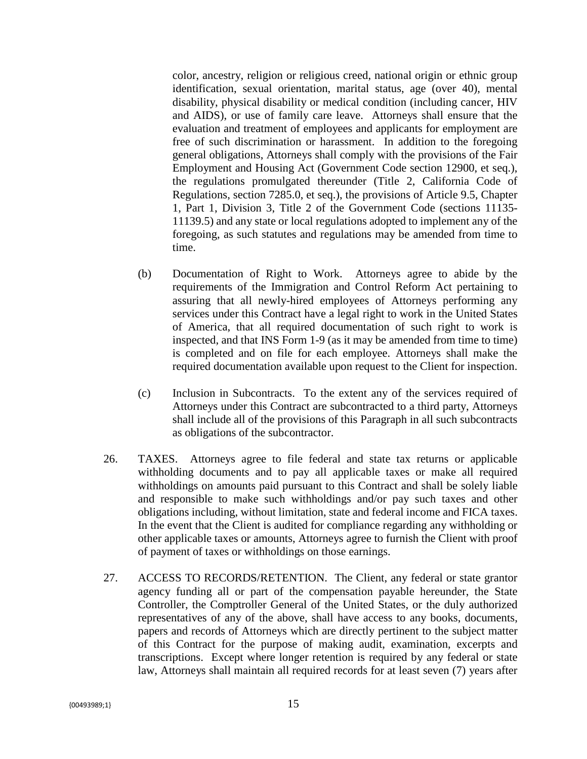color, ancestry, religion or religious creed, national origin or ethnic group identification, sexual orientation, marital status, age (over 40), mental disability, physical disability or medical condition (including cancer, HIV and AIDS), or use of family care leave. Attorneys shall ensure that the evaluation and treatment of employees and applicants for employment are free of such discrimination or harassment. In addition to the foregoing general obligations, Attorneys shall comply with the provisions of the Fair Employment and Housing Act (Government Code section 12900, et seq.), the regulations promulgated thereunder (Title 2, California Code of Regulations, section 7285.0, et seq.), the provisions of Article 9.5, Chapter 1, Part 1, Division 3, Title 2 of the Government Code (sections 11135-11139.5) and any state or local regulations adopted to implement any of the foregoing, as such statutes and regulations may be amended from time to time.

(b) Documentation of Right to Work. Attorneys agree to abide by the requirements of the Immigration and Control Reform Act pertaining to assuring that all newly-hired employees of Attorneys performing any services under this Contract have a legal right to work in the United States of America, that all required documentation of such right to work is inspected, and that INS Form 1-9 (as it may be amended from time to time) is completed and on file for each employee. Attorneys shall make the required documentation available upon request to the Client for inspection.

(c) Inclusion in Subcontracts. To the extent any of the services required of Attorneys under this Contract are subcontracted to a third party, Attorneys shall include all of the provisions of this Paragraph in all such subcontracts as obligations of the subcontractor.

26. TAXES. Attorneys agree to file federal and state tax returns or applicable withholding documents and to pay all applicable taxes or make all required withholdings on amounts paid pursuant to this Contract and shall be solely liable and responsible to make such withholdings and/or pay such taxes and other obligations including, without limitation, state and federal income and FICA taxes. In the event that the Client is audited for compliance regarding any withholding or other applicable taxes or amounts, Attorneys agree to furnish the Client with proof of payment of taxes or withholdings on those earnings.

27. ACCESS TO RECORDS/RETENTION. The Client, any federal or state grantor agency funding all or part of the compensation payable hereunder, the State Controller, the Comptroller General of the United States, or the duly authorized representatives of any of the above, shall have access to any books, documents, papers and records of Attorneys which are directly pertinent to the subject matter of this Contract for the purpose of making audit, examination, excerpts and transcriptions. Except where longer retention is required by any federal or state law, Attorneys shall maintain all required records for at least seven (7) years after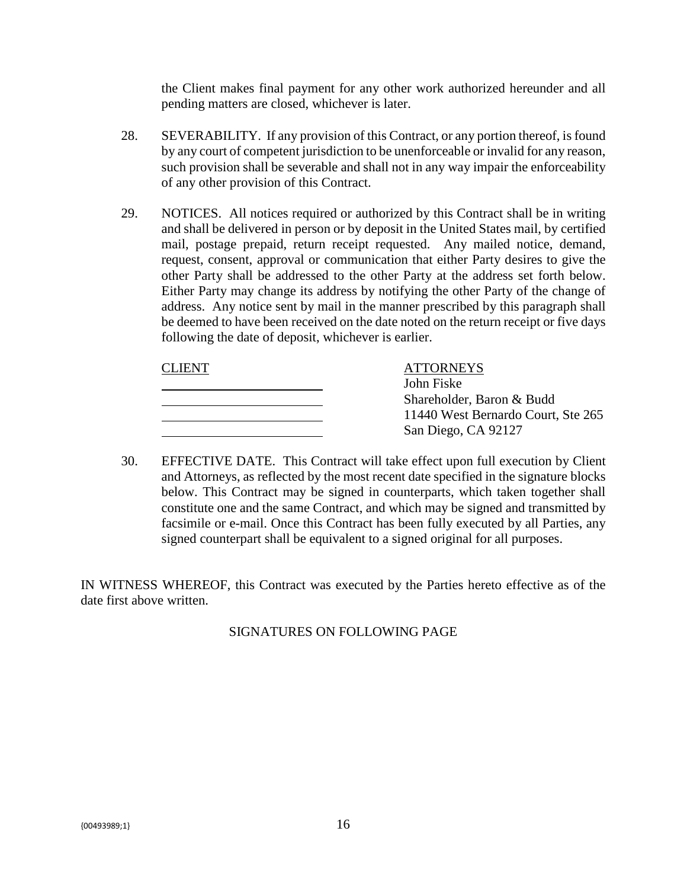the Client makes final payment for any other work authorized hereunder and all pending matters are closed, whichever is later.

28. SEVERABILITY. If any provision of this Contract, or any portion thereof, is found by any court of competent jurisdiction to be unenforceable or invalid for any reason, such provision shall be severable and shall not in any way impair the enforceability of any other provision of this Contract.

29. NOTICES. All notices required or authorized by this Contract shall be in writing and shall be delivered in person or by deposit in the United States mail, by certified mail, postage prepaid, return receipt requested. Any mailed notice, demand, request, consent, approval or communication that either Party desires to give the other Party shall be addressed to the other Party at the address set forth below. Either Party may change its address by notifying the other Party of the change of address. Any notice sent by mail in the manner prescribed by this paragraph shall be deemed to have been received on the date noted on the return receipt or five days following the date of deposit, whichever is earlier.

| CLIENT | ATTORNEYS |
|---|---|
| ______________________ | John Fiske |
| ______________________ | Shareholder, Baron & Budd |
| ______________________ | 11440 West Bernardo Court, Ste 265 |
| ______________________ | San Diego, CA 92127 |

30. EFFECTIVE DATE. This Contract will take effect upon full execution by Client and Attorneys, as reflected by the most recent date specified in the signature blocks below. This Contract may be signed in counterparts, which taken together shall constitute one and the same Contract, and which may be signed and transmitted by facsimile or e-mail. Once this Contract has been fully executed by all Parties, any signed counterpart shall be equivalent to a signed original for all purposes.

IN WITNESS WHEREOF, this Contract was executed by the Parties hereto effective as of the date first above written.

SIGNATURES ON FOLLOWING PAGE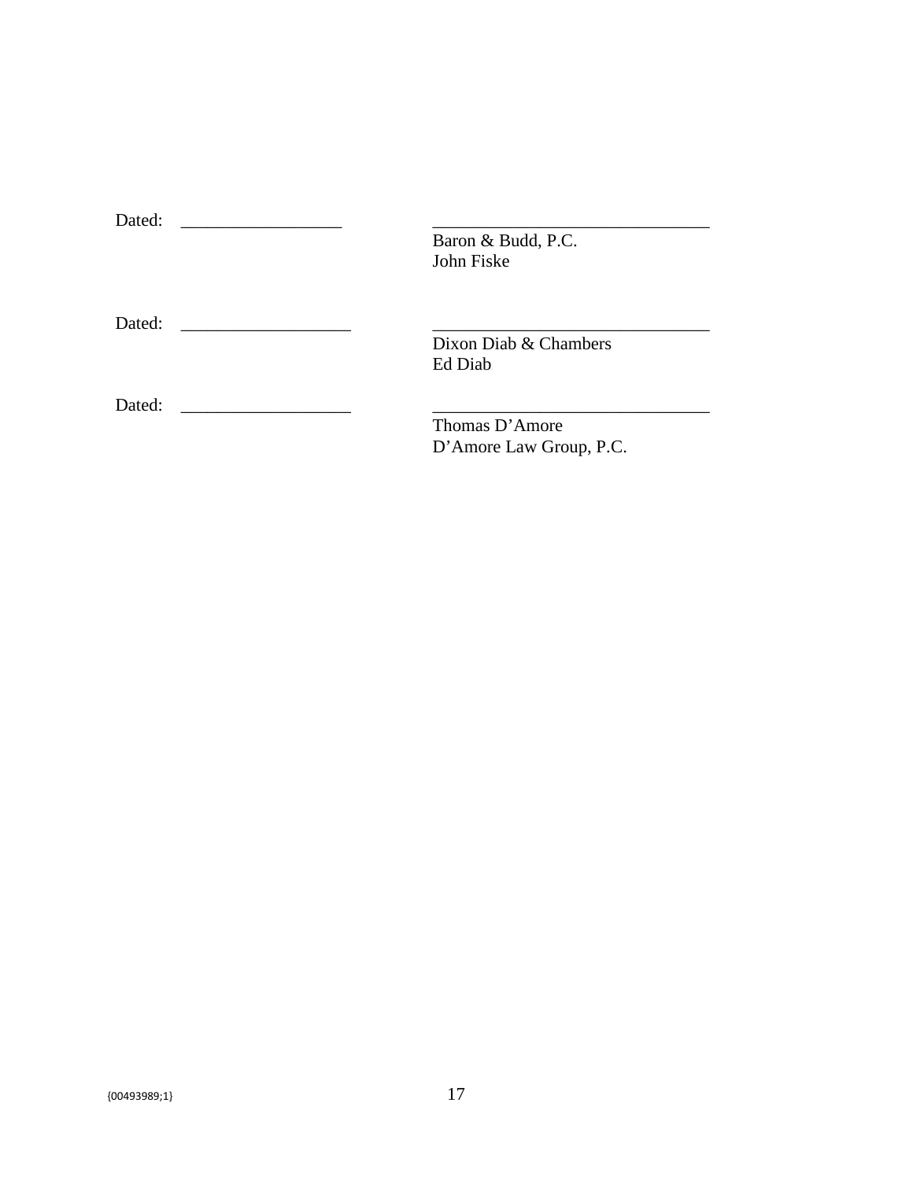Dated: __________________ ________________________________
Baron & Budd, P.C.
John Fiske

Dated: ___________________ ________________________________
Dixon Diab & Chambers
Ed Diab

Dated: ___________________ ________________________________
Thomas D'Amore
D'Amore Law Group, P.C.

{00493989;1}